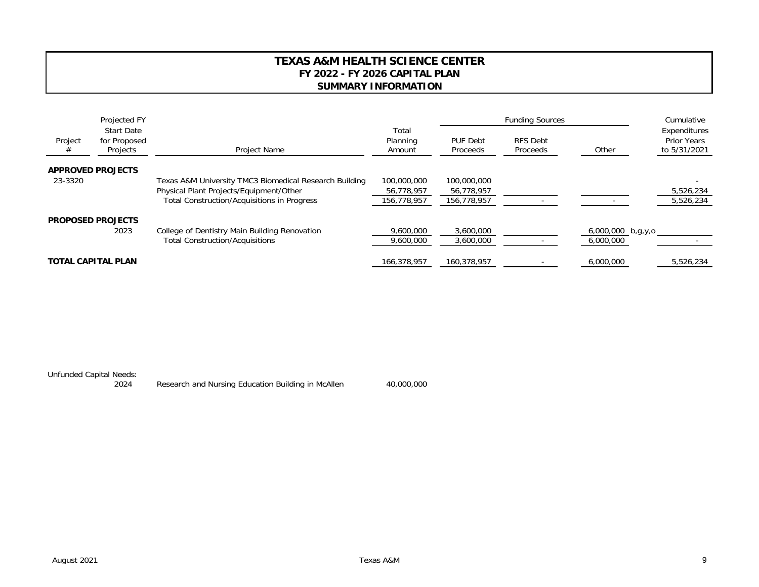# TEXAS A&M HEALTH SCIENCE CENTER
## FY 2022 - FY 2026 CAPITAL PLAN
## SUMMARY INFORMATION

| Project # | Projected FY Start Date for Proposed Projects | Project Name | Total Planning Amount | Funding Sources: PUF Debt Proceeds | Funding Sources: RFS Debt Proceeds | Funding Sources: Other | | Cumulative Expenditures Prior Years to 5/31/2021 |
|---|---|---|---|---|---|---|---|---|
| **APPROVED PROJECTS** | | | | | | | | |
| 23-3320 | | Texas A&M University TMC3 Biomedical Research Building | 100,000,000 | 100,000,000 | | | | - |
| | | Physical Plant Projects/Equipment/Other | 56,778,957 | 56,778,957 | | | | 5,526,234 |
| | | Total Construction/Acquisitions in Progress | 156,778,957 | 156,778,957 | - | - | | 5,526,234 |
| **PROPOSED PROJECTS** | | | | | | | | |
| | 2023 | College of Dentistry Main Building Renovation | 9,600,000 | 3,600,000 | | 6,000,000 | b,g,y,o | |
| | | Total Construction/Acquisitions | 9,600,000 | 3,600,000 | - | 6,000,000 | | - |
| **TOTAL CAPITAL PLAN** | | | 166,378,957 | 160,378,957 | - | 6,000,000 | | 5,526,234 |

Unfunded Capital Needs:

| | | |
|---|---|---|
| 2024 | Research and Nursing Education Building in McAllen | 40,000,000 |

August 2021 Texas A&M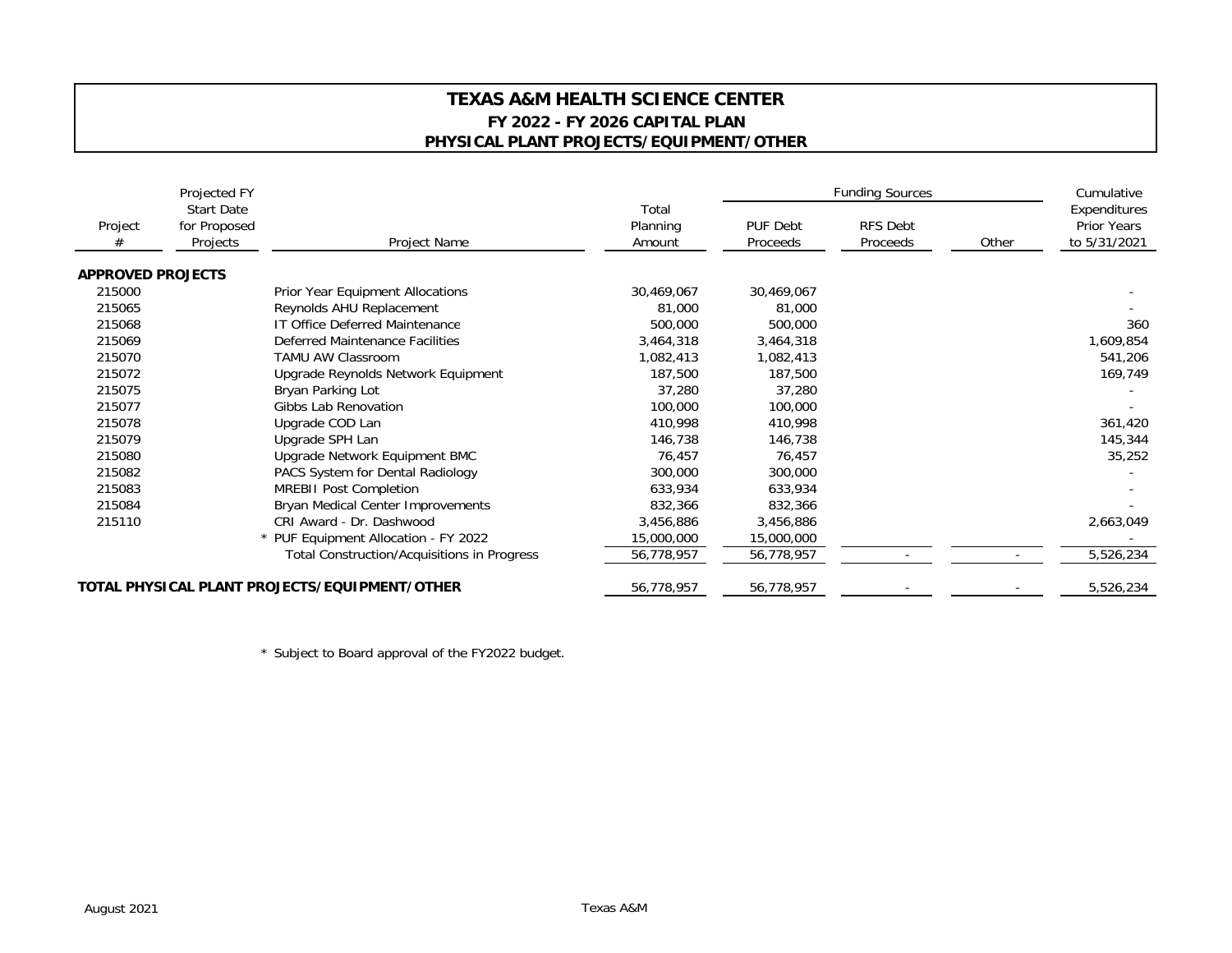# TEXAS A&M HEALTH SCIENCE CENTER
## FY 2022 - FY 2026 CAPITAL PLAN
## PHYSICAL PLANT PROJECTS/EQUIPMENT/OTHER

| Project # | Projected FY Start Date for Proposed Projects | Project Name | Total Planning Amount | Funding Sources: PUF Debt Proceeds | Funding Sources: RFS Debt Proceeds | Funding Sources: Other | Cumulative Expenditures Prior Years to 5/31/2021 |
|---|---|---|---|---|---|---|---|
| **APPROVED PROJECTS** | | | | | | | |
| 215000 | | Prior Year Equipment Allocations | 30,469,067 | 30,469,067 | | | - |
| 215065 | | Reynolds AHU Replacement | 81,000 | 81,000 | | | - |
| 215068 | | IT Office Deferred Maintenance | 500,000 | 500,000 | | | 360 |
| 215069 | | Deferred Maintenance Facilities | 3,464,318 | 3,464,318 | | | 1,609,854 |
| 215070 | | TAMU AW Classroom | 1,082,413 | 1,082,413 | | | 541,206 |
| 215072 | | Upgrade Reynolds Network Equipment | 187,500 | 187,500 | | | 169,749 |
| 215075 | | Bryan Parking Lot | 37,280 | 37,280 | | | - |
| 215077 | | Gibbs Lab Renovation | 100,000 | 100,000 | | | - |
| 215078 | | Upgrade COD Lan | 410,998 | 410,998 | | | 361,420 |
| 215079 | | Upgrade SPH Lan | 146,738 | 146,738 | | | 145,344 |
| 215080 | | Upgrade Network Equipment BMC | 76,457 | 76,457 | | | 35,252 |
| 215082 | | PACS System for Dental Radiology | 300,000 | 300,000 | | | - |
| 215083 | | MREBII Post Completion | 633,934 | 633,934 | | | - |
| 215084 | | Bryan Medical Center Improvements | 832,366 | 832,366 | | | - |
| 215110 | | CRI Award - Dr. Dashwood | 3,456,886 | 3,456,886 | | | 2,663,049 |
| | * | PUF Equipment Allocation - FY 2022 | 15,000,000 | 15,000,000 | | | - |
| | | Total Construction/Acquisitions in Progress | 56,778,957 | 56,778,957 | - | - | 5,526,234 |
| **TOTAL PHYSICAL PLANT PROJECTS/EQUIPMENT/OTHER** | | | 56,778,957 | 56,778,957 | - | - | 5,526,234 |

* Subject to Board approval of the FY2022 budget.